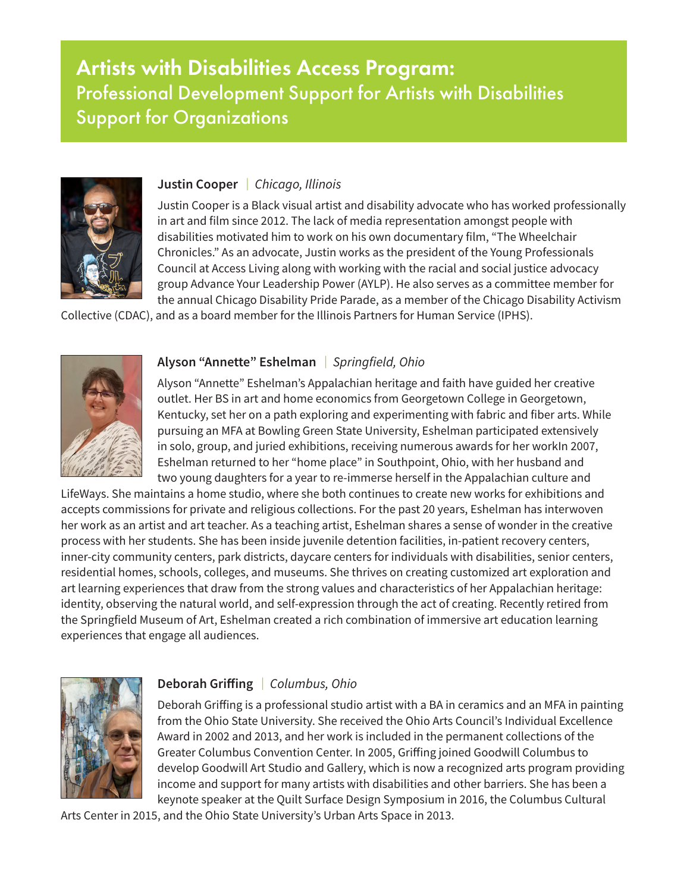# Artists with Disabilities Access Program:

## Professional Development Support for Artists with Disabilities Support for Organizations

**Justin Cooper** | *Chicago, Illinois*

Justin Cooper is a Black visual artist and disability advocate who has worked professionally in art and film since 2012. The lack of media representation amongst people with disabilities motivated him to work on his own documentary film, "The Wheelchair Chronicles." As an advocate, Justin works as the president of the Young Professionals Council at Access Living along with working with the racial and social justice advocacy group Advance Your Leadership Power (AYLP). He also serves as a committee member for the annual Chicago Disability Pride Parade, as a member of the Chicago Disability Activism Collective (CDAC), and as a board member for the Illinois Partners for Human Service (IPHS).

**Alyson "Annette" Eshelman** | *Springfield, Ohio*

Alyson "Annette" Eshelman's Appalachian heritage and faith have guided her creative outlet. Her BS in art and home economics from Georgetown College in Georgetown, Kentucky, set her on a path exploring and experimenting with fabric and fiber arts. While pursuing an MFA at Bowling Green State University, Eshelman participated extensively in solo, group, and juried exhibitions, receiving numerous awards for her workIn 2007, Eshelman returned to her "home place" in Southpoint, Ohio, with her husband and two young daughters for a year to re-immerse herself in the Appalachian culture and LifeWays. She maintains a home studio, where she both continues to create new works for exhibitions and accepts commissions for private and religious collections. For the past 20 years, Eshelman has interwoven her work as an artist and art teacher. As a teaching artist, Eshelman shares a sense of wonder in the creative process with her students. She has been inside juvenile detention facilities, in-patient recovery centers, inner-city community centers, park districts, daycare centers for individuals with disabilities, senior centers, residential homes, schools, colleges, and museums. She thrives on creating customized art exploration and art learning experiences that draw from the strong values and characteristics of her Appalachian heritage: identity, observing the natural world, and self-expression through the act of creating. Recently retired from the Springfield Museum of Art, Eshelman created a rich combination of immersive art education learning experiences that engage all audiences.

**Deborah Griffing** | *Columbus, Ohio*

Deborah Griffing is a professional studio artist with a BA in ceramics and an MFA in painting from the Ohio State University. She received the Ohio Arts Council's Individual Excellence Award in 2002 and 2013, and her work is included in the permanent collections of the Greater Columbus Convention Center. In 2005, Griffing joined Goodwill Columbus to develop Goodwill Art Studio and Gallery, which is now a recognized arts program providing income and support for many artists with disabilities and other barriers. She has been a keynote speaker at the Quilt Surface Design Symposium in 2016, the Columbus Cultural Arts Center in 2015, and the Ohio State University's Urban Arts Space in 2013.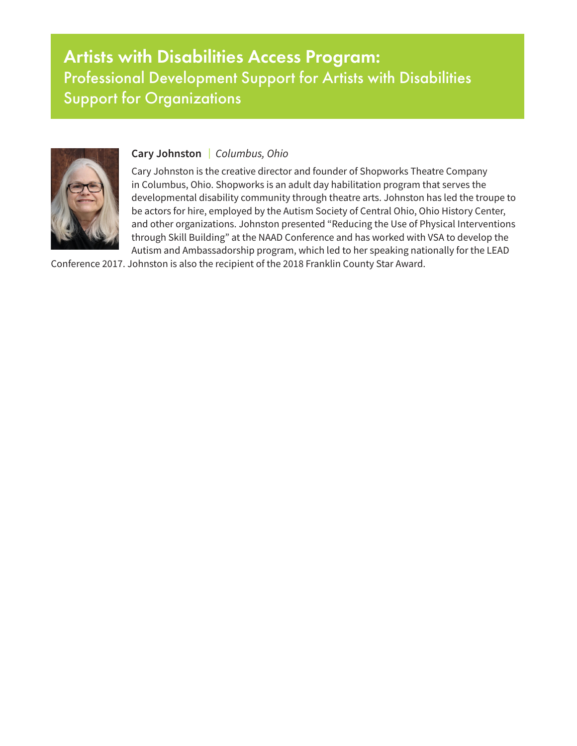# Artists with Disabilities Access Program:

## Professional Development Support for Artists with Disabilities Support for Organizations

**Cary Johnston** | *Columbus, Ohio*

Cary Johnston is the creative director and founder of Shopworks Theatre Company in Columbus, Ohio. Shopworks is an adult day habilitation program that serves the developmental disability community through theatre arts. Johnston has led the troupe to be actors for hire, employed by the Autism Society of Central Ohio, Ohio History Center, and other organizations. Johnston presented "Reducing the Use of Physical Interventions through Skill Building" at the NAAD Conference and has worked with VSA to develop the Autism and Ambassadorship program, which led to her speaking nationally for the LEAD Conference 2017. Johnston is also the recipient of the 2018 Franklin County Star Award.